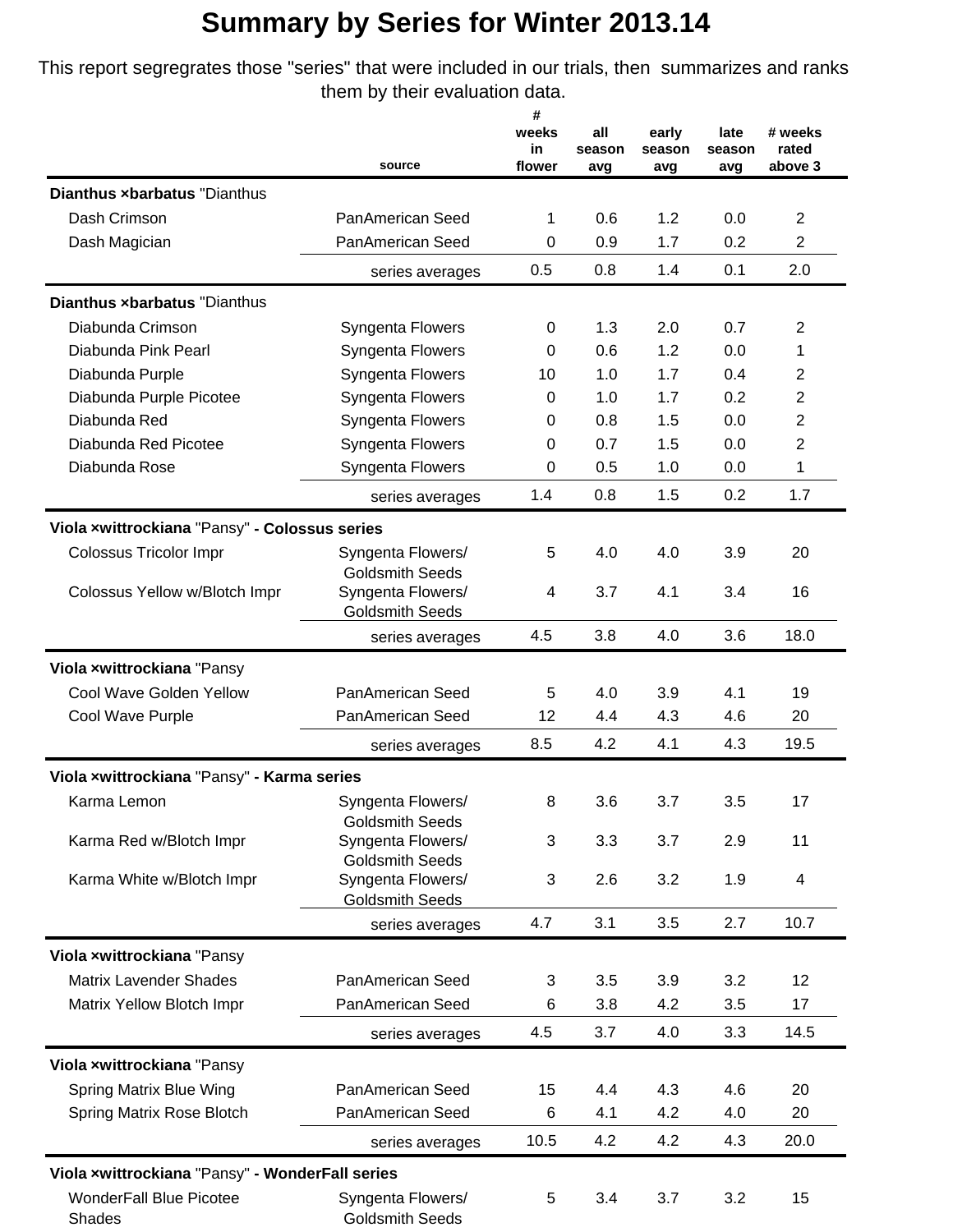# Summary by Series for Winter 2013.14

This report segregrates those "series" that were included in our trials, then summarizes and ranks them by their evaluation data.

| | source | # weeks in flower | all season avg | early season avg | late season avg | # weeks rated above 3 |
|---|---|---|---|---|---|---|
| **Dianthus ×barbatus** "Dianthus | | | | | | |
| Dash Crimson | PanAmerican Seed | 1 | 0.6 | 1.2 | 0.0 | 2 |
| Dash Magician | PanAmerican Seed | 0 | 0.9 | 1.7 | 0.2 | 2 |
| | series averages | 0.5 | 0.8 | 1.4 | 0.1 | 2.0 |
| **Dianthus ×barbatus** "Dianthus | | | | | | |
| Diabunda Crimson | Syngenta Flowers | 0 | 1.3 | 2.0 | 0.7 | 2 |
| Diabunda Pink Pearl | Syngenta Flowers | 0 | 0.6 | 1.2 | 0.0 | 1 |
| Diabunda Purple | Syngenta Flowers | 10 | 1.0 | 1.7 | 0.4 | 2 |
| Diabunda Purple Picotee | Syngenta Flowers | 0 | 1.0 | 1.7 | 0.2 | 2 |
| Diabunda Red | Syngenta Flowers | 0 | 0.8 | 1.5 | 0.0 | 2 |
| Diabunda Red Picotee | Syngenta Flowers | 0 | 0.7 | 1.5 | 0.0 | 2 |
| Diabunda Rose | Syngenta Flowers | 0 | 0.5 | 1.0 | 0.0 | 1 |
| | series averages | 1.4 | 0.8 | 1.5 | 0.2 | 1.7 |
| **Viola ×wittrockiana** "Pansy" **- Colossus series** | | | | | | |
| Colossus Tricolor Impr | Syngenta Flowers/ Goldsmith Seeds | 5 | 4.0 | 4.0 | 3.9 | 20 |
| Colossus Yellow w/Blotch Impr | Syngenta Flowers/ Goldsmith Seeds | 4 | 3.7 | 4.1 | 3.4 | 16 |
| | series averages | 4.5 | 3.8 | 4.0 | 3.6 | 18.0 |
| **Viola ×wittrockiana** "Pansy | | | | | | |
| Cool Wave Golden Yellow | PanAmerican Seed | 5 | 4.0 | 3.9 | 4.1 | 19 |
| Cool Wave Purple | PanAmerican Seed | 12 | 4.4 | 4.3 | 4.6 | 20 |
| | series averages | 8.5 | 4.2 | 4.1 | 4.3 | 19.5 |
| **Viola ×wittrockiana** "Pansy" **- Karma series** | | | | | | |
| Karma Lemon | Syngenta Flowers/ Goldsmith Seeds | 8 | 3.6 | 3.7 | 3.5 | 17 |
| Karma Red w/Blotch Impr | Syngenta Flowers/ Goldsmith Seeds | 3 | 3.3 | 3.7 | 2.9 | 11 |
| Karma White w/Blotch Impr | Syngenta Flowers/ Goldsmith Seeds | 3 | 2.6 | 3.2 | 1.9 | 4 |
| | series averages | 4.7 | 3.1 | 3.5 | 2.7 | 10.7 |
| **Viola ×wittrockiana** "Pansy | | | | | | |
| Matrix Lavender Shades | PanAmerican Seed | 3 | 3.5 | 3.9 | 3.2 | 12 |
| Matrix Yellow Blotch Impr | PanAmerican Seed | 6 | 3.8 | 4.2 | 3.5 | 17 |
| | series averages | 4.5 | 3.7 | 4.0 | 3.3 | 14.5 |
| **Viola ×wittrockiana** "Pansy | | | | | | |
| Spring Matrix Blue Wing | PanAmerican Seed | 15 | 4.4 | 4.3 | 4.6 | 20 |
| Spring Matrix Rose Blotch | PanAmerican Seed | 6 | 4.1 | 4.2 | 4.0 | 20 |
| | series averages | 10.5 | 4.2 | 4.2 | 4.3 | 20.0 |
| **Viola ×wittrockiana** "Pansy" **- WonderFall series** | | | | | | |
| WonderFall Blue Picotee Shades | Syngenta Flowers/ Goldsmith Seeds | 5 | 3.4 | 3.7 | 3.2 | 15 |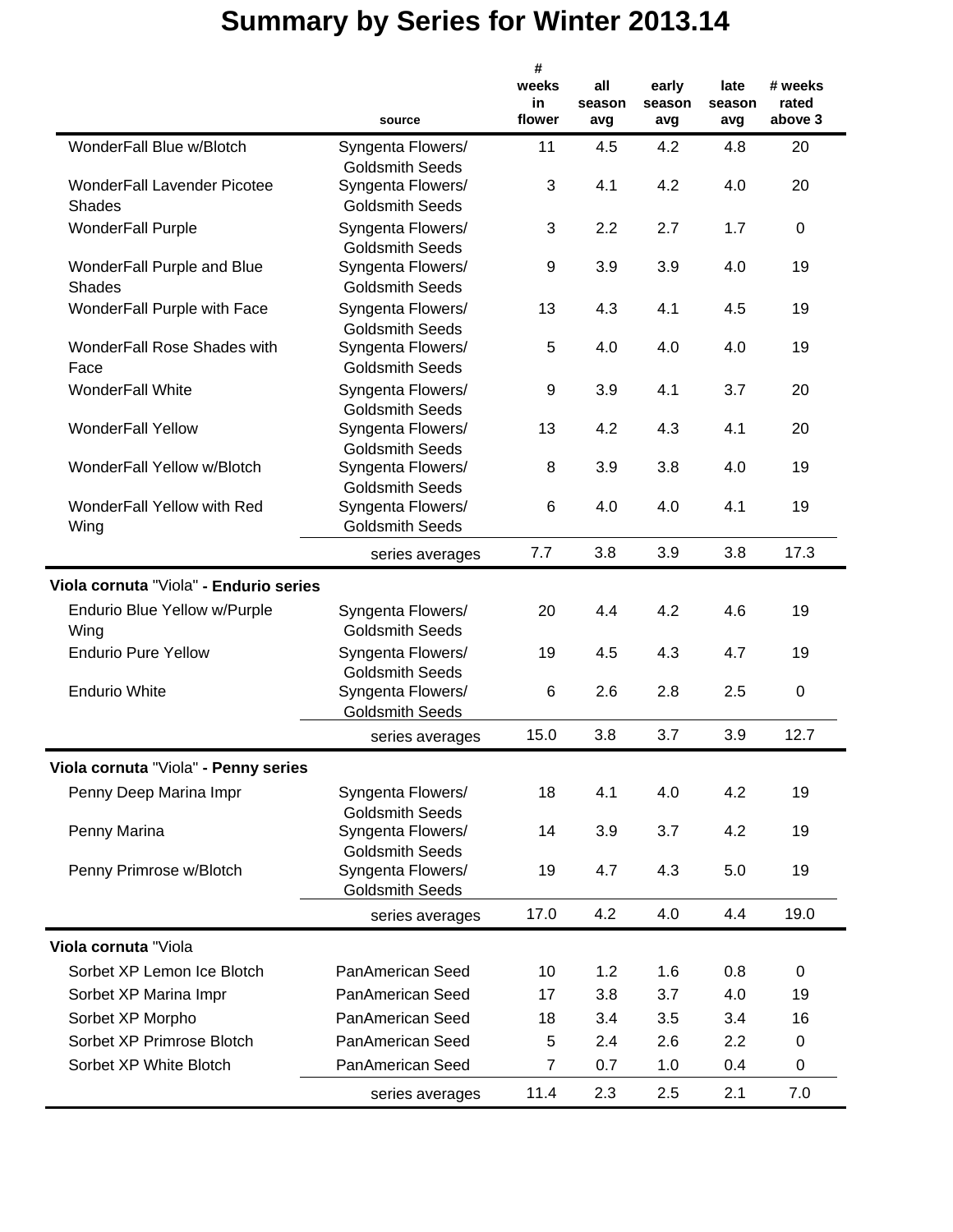# Summary by Series for Winter 2013.14

| | source | # weeks in flower | all season avg | early season avg | late season avg | # weeks rated above 3 |
|---|---|---|---|---|---|---|
| WonderFall Blue w/Blotch | Syngenta Flowers/ Goldsmith Seeds | 11 | 4.5 | 4.2 | 4.8 | 20 |
| WonderFall Lavender Picotee Shades | Syngenta Flowers/ Goldsmith Seeds | 3 | 4.1 | 4.2 | 4.0 | 20 |
| WonderFall Purple | Syngenta Flowers/ Goldsmith Seeds | 3 | 2.2 | 2.7 | 1.7 | 0 |
| WonderFall Purple and Blue Shades | Syngenta Flowers/ Goldsmith Seeds | 9 | 3.9 | 3.9 | 4.0 | 19 |
| WonderFall Purple with Face | Syngenta Flowers/ Goldsmith Seeds | 13 | 4.3 | 4.1 | 4.5 | 19 |
| WonderFall Rose Shades with Face | Syngenta Flowers/ Goldsmith Seeds | 5 | 4.0 | 4.0 | 4.0 | 19 |
| WonderFall White | Syngenta Flowers/ Goldsmith Seeds | 9 | 3.9 | 4.1 | 3.7 | 20 |
| WonderFall Yellow | Syngenta Flowers/ Goldsmith Seeds | 13 | 4.2 | 4.3 | 4.1 | 20 |
| WonderFall Yellow w/Blotch | Syngenta Flowers/ Goldsmith Seeds | 8 | 3.9 | 3.8 | 4.0 | 19 |
| WonderFall Yellow with Red Wing | Syngenta Flowers/ Goldsmith Seeds | 6 | 4.0 | 4.0 | 4.1 | 19 |
| | series averages | 7.7 | 3.8 | 3.9 | 3.8 | 17.3 |
| **Viola cornuta** "Viola" **- Endurio series** | | | | | | |
| Endurio Blue Yellow w/Purple Wing | Syngenta Flowers/ Goldsmith Seeds | 20 | 4.4 | 4.2 | 4.6 | 19 |
| Endurio Pure Yellow | Syngenta Flowers/ Goldsmith Seeds | 19 | 4.5 | 4.3 | 4.7 | 19 |
| Endurio White | Syngenta Flowers/ Goldsmith Seeds | 6 | 2.6 | 2.8 | 2.5 | 0 |
| | series averages | 15.0 | 3.8 | 3.7 | 3.9 | 12.7 |
| **Viola cornuta** "Viola" **- Penny series** | | | | | | |
| Penny Deep Marina Impr | Syngenta Flowers/ Goldsmith Seeds | 18 | 4.1 | 4.0 | 4.2 | 19 |
| Penny Marina | Syngenta Flowers/ Goldsmith Seeds | 14 | 3.9 | 3.7 | 4.2 | 19 |
| Penny Primrose w/Blotch | Syngenta Flowers/ Goldsmith Seeds | 19 | 4.7 | 4.3 | 5.0 | 19 |
| | series averages | 17.0 | 4.2 | 4.0 | 4.4 | 19.0 |
| **Viola cornuta** "Viola | | | | | | |
| Sorbet XP Lemon Ice Blotch | PanAmerican Seed | 10 | 1.2 | 1.6 | 0.8 | 0 |
| Sorbet XP Marina Impr | PanAmerican Seed | 17 | 3.8 | 3.7 | 4.0 | 19 |
| Sorbet XP Morpho | PanAmerican Seed | 18 | 3.4 | 3.5 | 3.4 | 16 |
| Sorbet XP Primrose Blotch | PanAmerican Seed | 5 | 2.4 | 2.6 | 2.2 | 0 |
| Sorbet XP White Blotch | PanAmerican Seed | 7 | 0.7 | 1.0 | 0.4 | 0 |
| | series averages | 11.4 | 2.3 | 2.5 | 2.1 | 7.0 |